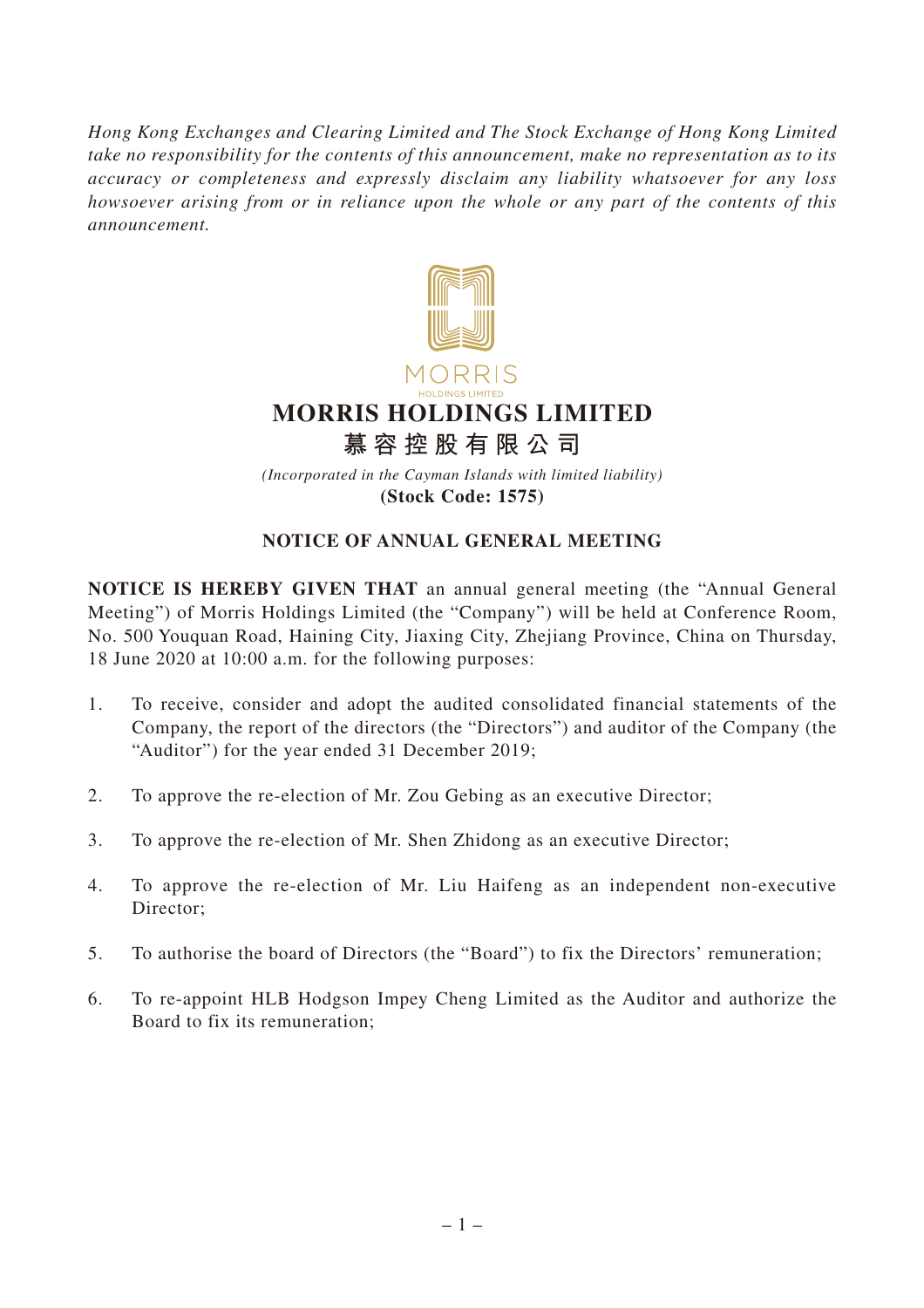*Hong Kong Exchanges and Clearing Limited and The Stock Exchange of Hong Kong Limited take no responsibility for the contents of this announcement, make no representation as to its accuracy or completeness and expressly disclaim any liability whatsoever for any loss howsoever arising from or in reliance upon the whole or any part of the contents of this announcement.*

MORRIS
HOLDINGS LIMITED

# MORRIS HOLDINGS LIMITED
# 慕容控股有限公司

*(Incorporated in the Cayman Islands with limited liability)*
**(Stock Code: 1575)**

## NOTICE OF ANNUAL GENERAL MEETING

**NOTICE IS HEREBY GIVEN THAT** an annual general meeting (the "Annual General Meeting") of Morris Holdings Limited (the "Company") will be held at Conference Room, No. 500 Youquan Road, Haining City, Jiaxing City, Zhejiang Province, China on Thursday, 18 June 2020 at 10:00 a.m. for the following purposes:

1. To receive, consider and adopt the audited consolidated financial statements of the Company, the report of the directors (the "Directors") and auditor of the Company (the "Auditor") for the year ended 31 December 2019;

2. To approve the re-election of Mr. Zou Gebing as an executive Director;

3. To approve the re-election of Mr. Shen Zhidong as an executive Director;

4. To approve the re-election of Mr. Liu Haifeng as an independent non-executive Director;

5. To authorise the board of Directors (the "Board") to fix the Directors' remuneration;

6. To re-appoint HLB Hodgson Impey Cheng Limited as the Auditor and authorize the Board to fix its remuneration;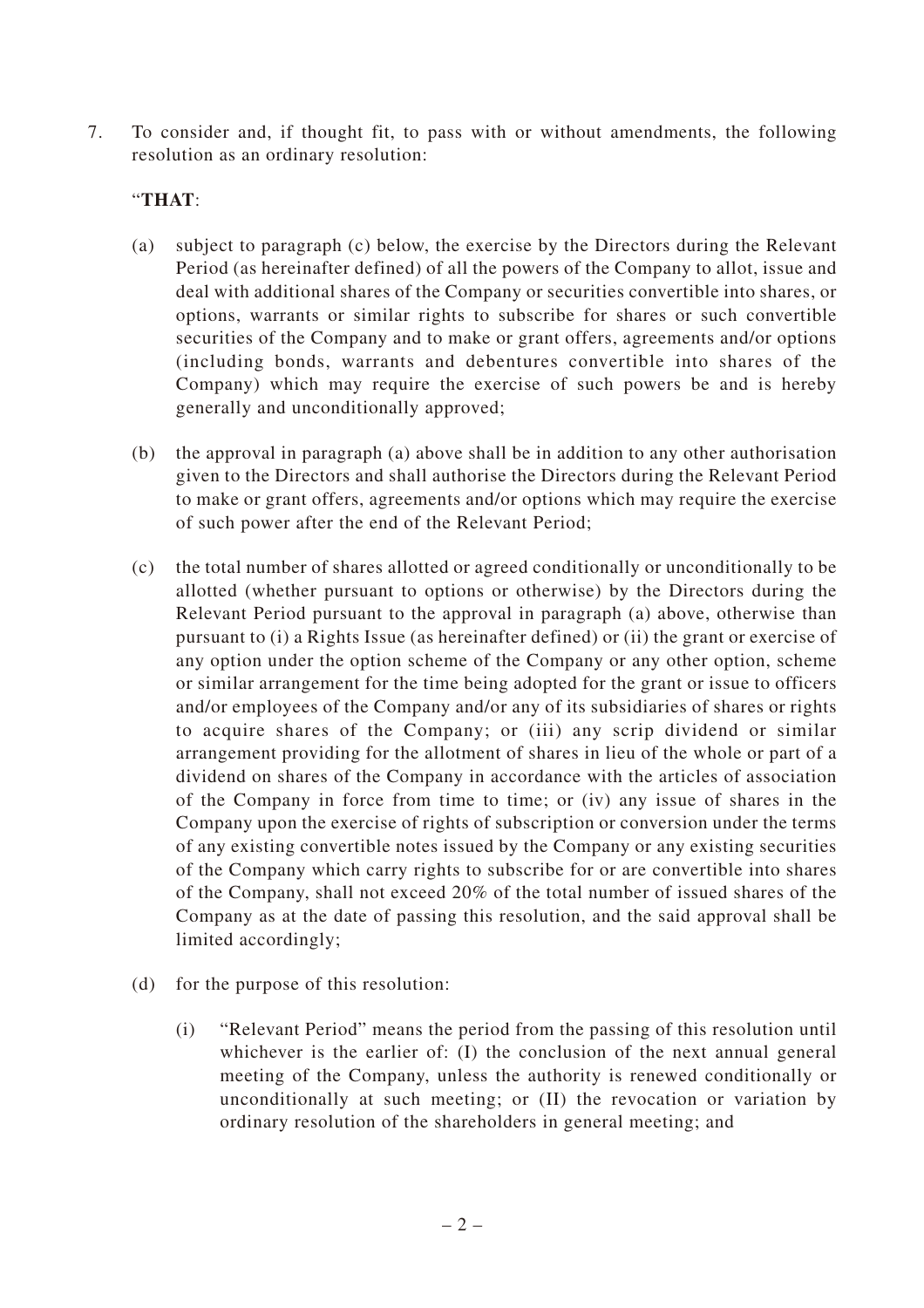7. To consider and, if thought fit, to pass with or without amendments, the following resolution as an ordinary resolution:

   "**THAT**:

   (a) subject to paragraph (c) below, the exercise by the Directors during the Relevant Period (as hereinafter defined) of all the powers of the Company to allot, issue and deal with additional shares of the Company or securities convertible into shares, or options, warrants or similar rights to subscribe for shares or such convertible securities of the Company and to make or grant offers, agreements and/or options (including bonds, warrants and debentures convertible into shares of the Company) which may require the exercise of such powers be and is hereby generally and unconditionally approved;

   (b) the approval in paragraph (a) above shall be in addition to any other authorisation given to the Directors and shall authorise the Directors during the Relevant Period to make or grant offers, agreements and/or options which may require the exercise of such power after the end of the Relevant Period;

   (c) the total number of shares allotted or agreed conditionally or unconditionally to be allotted (whether pursuant to options or otherwise) by the Directors during the Relevant Period pursuant to the approval in paragraph (a) above, otherwise than pursuant to (i) a Rights Issue (as hereinafter defined) or (ii) the grant or exercise of any option under the option scheme of the Company or any other option, scheme or similar arrangement for the time being adopted for the grant or issue to officers and/or employees of the Company and/or any of its subsidiaries of shares or rights to acquire shares of the Company; or (iii) any scrip dividend or similar arrangement providing for the allotment of shares in lieu of the whole or part of a dividend on shares of the Company in accordance with the articles of association of the Company in force from time to time; or (iv) any issue of shares in the Company upon the exercise of rights of subscription or conversion under the terms of any existing convertible notes issued by the Company or any existing securities of the Company which carry rights to subscribe for or are convertible into shares of the Company, shall not exceed 20% of the total number of issued shares of the Company as at the date of passing this resolution, and the said approval shall be limited accordingly;

   (d) for the purpose of this resolution:

      (i) "Relevant Period" means the period from the passing of this resolution until whichever is the earlier of: (I) the conclusion of the next annual general meeting of the Company, unless the authority is renewed conditionally or unconditionally at such meeting; or (II) the revocation or variation by ordinary resolution of the shareholders in general meeting; and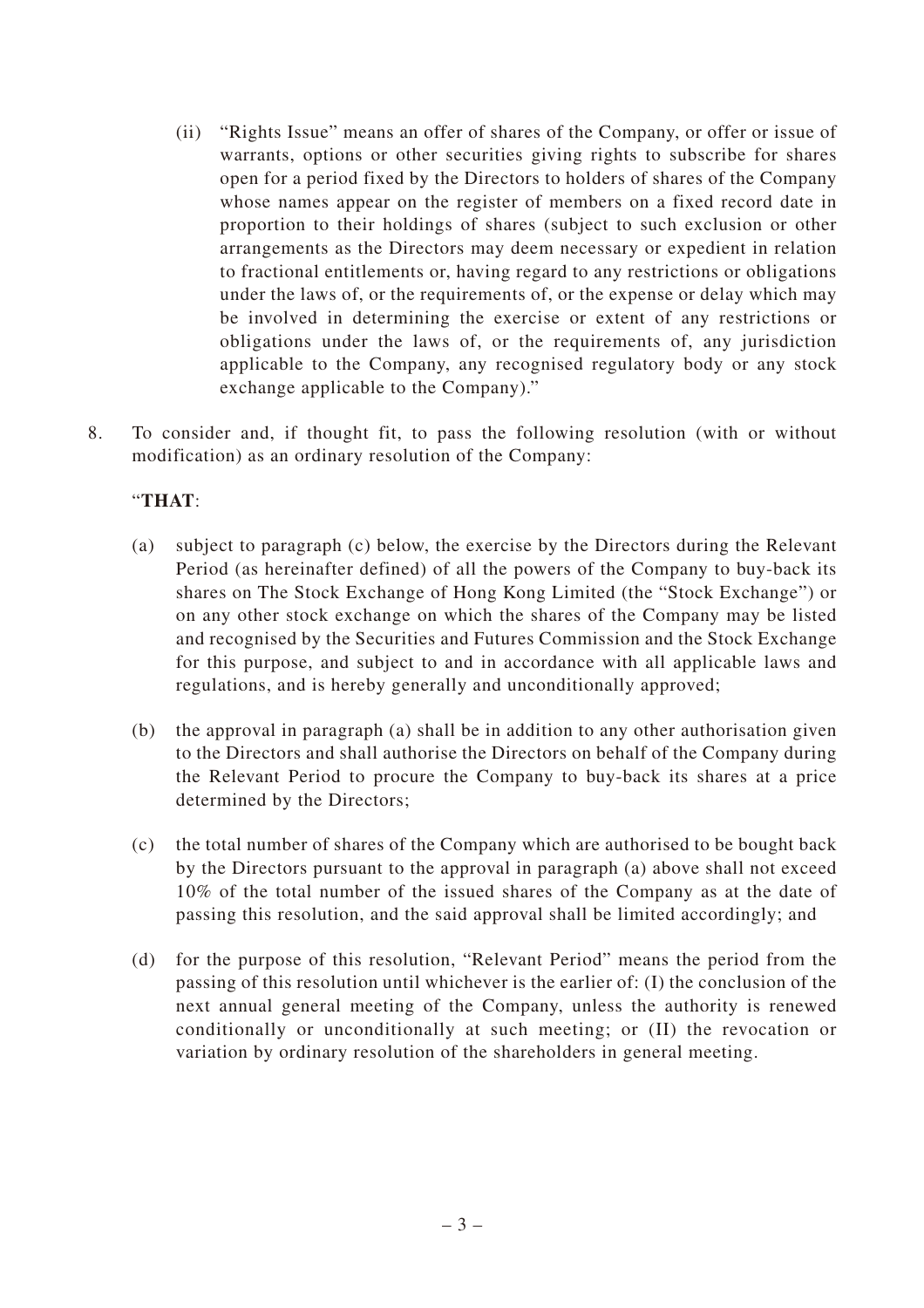(ii) "Rights Issue" means an offer of shares of the Company, or offer or issue of warrants, options or other securities giving rights to subscribe for shares open for a period fixed by the Directors to holders of shares of the Company whose names appear on the register of members on a fixed record date in proportion to their holdings of shares (subject to such exclusion or other arrangements as the Directors may deem necessary or expedient in relation to fractional entitlements or, having regard to any restrictions or obligations under the laws of, or the requirements of, or the expense or delay which may be involved in determining the exercise or extent of any restrictions or obligations under the laws of, or the requirements of, any jurisdiction applicable to the Company, any recognised regulatory body or any stock exchange applicable to the Company)."

8. To consider and, if thought fit, to pass the following resolution (with or without modification) as an ordinary resolution of the Company:

"**THAT**:

(a) subject to paragraph (c) below, the exercise by the Directors during the Relevant Period (as hereinafter defined) of all the powers of the Company to buy-back its shares on The Stock Exchange of Hong Kong Limited (the "Stock Exchange") or on any other stock exchange on which the shares of the Company may be listed and recognised by the Securities and Futures Commission and the Stock Exchange for this purpose, and subject to and in accordance with all applicable laws and regulations, and is hereby generally and unconditionally approved;

(b) the approval in paragraph (a) shall be in addition to any other authorisation given to the Directors and shall authorise the Directors on behalf of the Company during the Relevant Period to procure the Company to buy-back its shares at a price determined by the Directors;

(c) the total number of shares of the Company which are authorised to be bought back by the Directors pursuant to the approval in paragraph (a) above shall not exceed 10% of the total number of the issued shares of the Company as at the date of passing this resolution, and the said approval shall be limited accordingly; and

(d) for the purpose of this resolution, "Relevant Period" means the period from the passing of this resolution until whichever is the earlier of: (I) the conclusion of the next annual general meeting of the Company, unless the authority is renewed conditionally or unconditionally at such meeting; or (II) the revocation or variation by ordinary resolution of the shareholders in general meeting.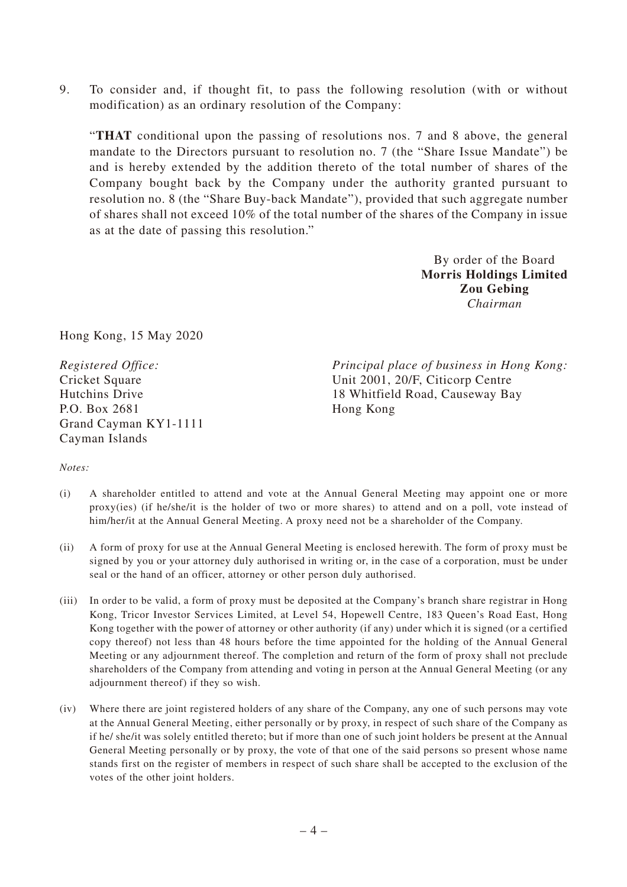9. To consider and, if thought fit, to pass the following resolution (with or without modification) as an ordinary resolution of the Company:

   "**THAT** conditional upon the passing of resolutions nos. 7 and 8 above, the general mandate to the Directors pursuant to resolution no. 7 (the "Share Issue Mandate") be and is hereby extended by the addition thereto of the total number of shares of the Company bought back by the Company under the authority granted pursuant to resolution no. 8 (the "Share Buy-back Mandate"), provided that such aggregate number of shares shall not exceed 10% of the total number of the shares of the Company in issue as at the date of passing this resolution."

By order of the Board
**Morris Holdings Limited**
**Zou Gebing**
*Chairman*

Hong Kong, 15 May 2020

*Registered Office:*
Cricket Square
Hutchins Drive
P.O. Box 2681
Grand Cayman KY1-1111
Cayman Islands

*Principal place of business in Hong Kong:*
Unit 2001, 20/F, Citicorp Centre
18 Whitfield Road, Causeway Bay
Hong Kong

*Notes:*

(i) A shareholder entitled to attend and vote at the Annual General Meeting may appoint one or more proxy(ies) (if he/she/it is the holder of two or more shares) to attend and on a poll, vote instead of him/her/it at the Annual General Meeting. A proxy need not be a shareholder of the Company.

(ii) A form of proxy for use at the Annual General Meeting is enclosed herewith. The form of proxy must be signed by you or your attorney duly authorised in writing or, in the case of a corporation, must be under seal or the hand of an officer, attorney or other person duly authorised.

(iii) In order to be valid, a form of proxy must be deposited at the Company's branch share registrar in Hong Kong, Tricor Investor Services Limited, at Level 54, Hopewell Centre, 183 Queen's Road East, Hong Kong together with the power of attorney or other authority (if any) under which it is signed (or a certified copy thereof) not less than 48 hours before the time appointed for the holding of the Annual General Meeting or any adjournment thereof. The completion and return of the form of proxy shall not preclude shareholders of the Company from attending and voting in person at the Annual General Meeting (or any adjournment thereof) if they so wish.

(iv) Where there are joint registered holders of any share of the Company, any one of such persons may vote at the Annual General Meeting, either personally or by proxy, in respect of such share of the Company as if he/ she/it was solely entitled thereto; but if more than one of such joint holders be present at the Annual General Meeting personally or by proxy, the vote of that one of the said persons so present whose name stands first on the register of members in respect of such share shall be accepted to the exclusion of the votes of the other joint holders.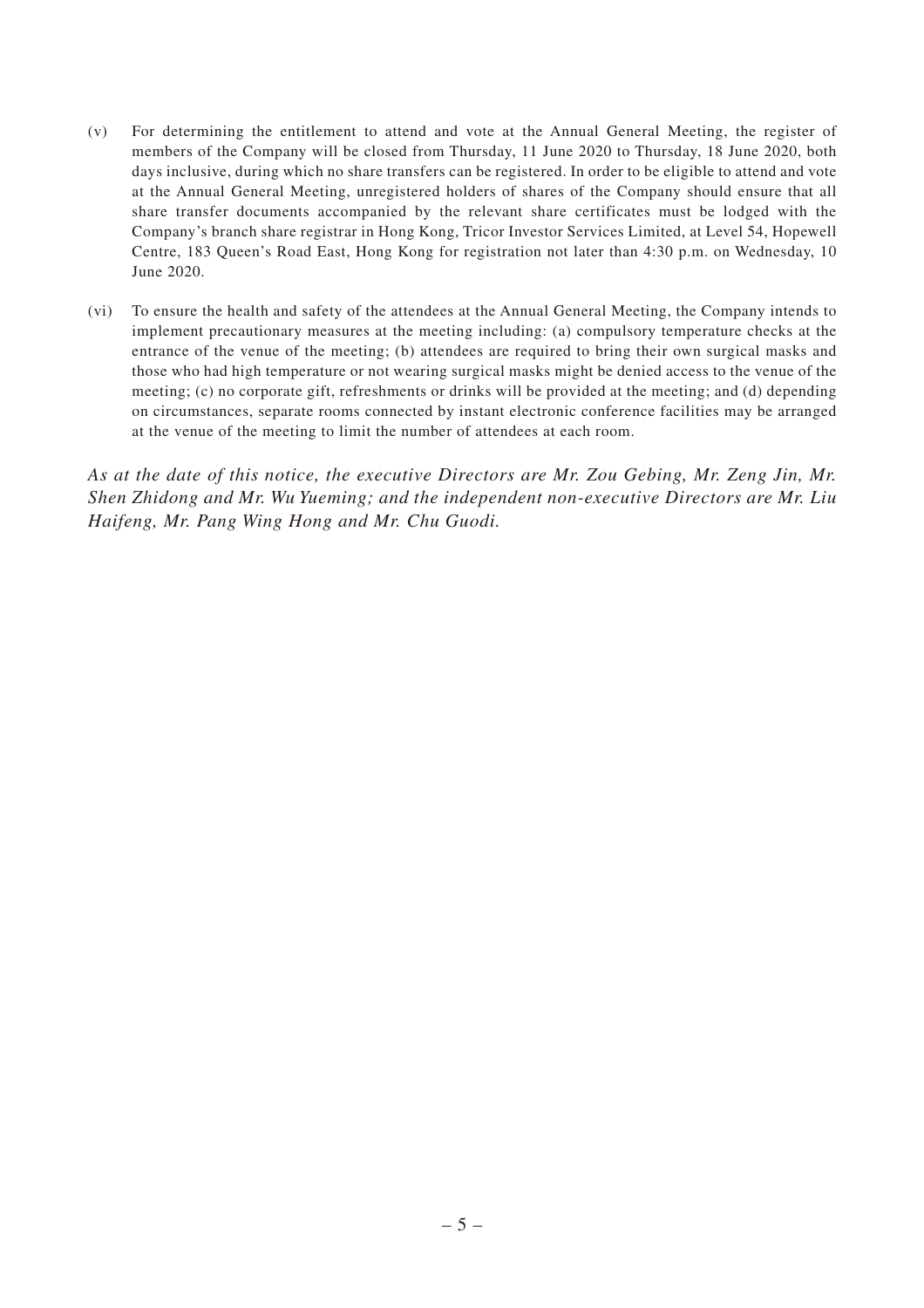(v) For determining the entitlement to attend and vote at the Annual General Meeting, the register of members of the Company will be closed from Thursday, 11 June 2020 to Thursday, 18 June 2020, both days inclusive, during which no share transfers can be registered. In order to be eligible to attend and vote at the Annual General Meeting, unregistered holders of shares of the Company should ensure that all share transfer documents accompanied by the relevant share certificates must be lodged with the Company's branch share registrar in Hong Kong, Tricor Investor Services Limited, at Level 54, Hopewell Centre, 183 Queen's Road East, Hong Kong for registration not later than 4:30 p.m. on Wednesday, 10 June 2020.

(vi) To ensure the health and safety of the attendees at the Annual General Meeting, the Company intends to implement precautionary measures at the meeting including: (a) compulsory temperature checks at the entrance of the venue of the meeting; (b) attendees are required to bring their own surgical masks and those who had high temperature or not wearing surgical masks might be denied access to the venue of the meeting; (c) no corporate gift, refreshments or drinks will be provided at the meeting; and (d) depending on circumstances, separate rooms connected by instant electronic conference facilities may be arranged at the venue of the meeting to limit the number of attendees at each room.

*As at the date of this notice, the executive Directors are Mr. Zou Gebing, Mr. Zeng Jin, Mr. Shen Zhidong and Mr. Wu Yueming; and the independent non-executive Directors are Mr. Liu Haifeng, Mr. Pang Wing Hong and Mr. Chu Guodi.*